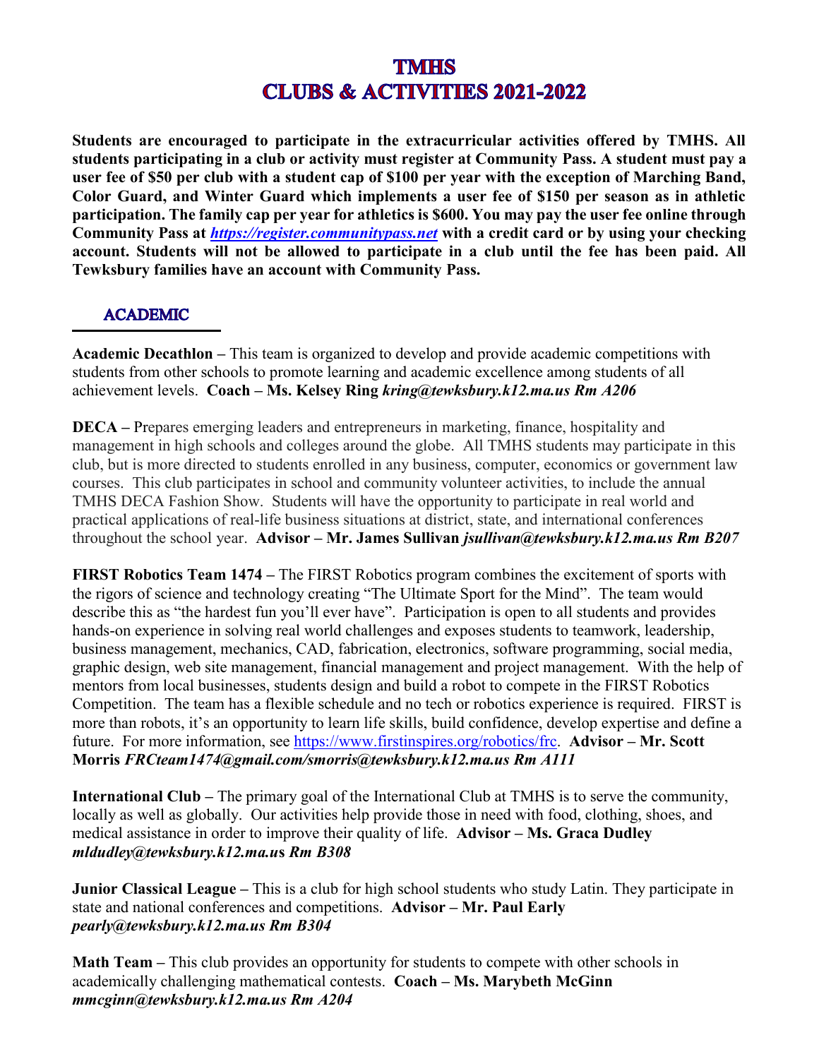# TMHS
# CLUBS & ACTIVITIES 2021-2022

**Students are encouraged to participate in the extracurricular activities offered by TMHS. All students participating in a club or activity must register at Community Pass. A student must pay a user fee of $50 per club with a student cap of $100 per year with the exception of Marching Band, Color Guard, and Winter Guard which implements a user fee of $150 per season as in athletic participation. The family cap per year for athletics is $600. You may pay the user fee online through Community Pass at *https://register.communitypass.net* with a credit card or by using your checking account. Students will not be allowed to participate in a club until the fee has been paid. All Tewksbury families have an account with Community Pass.**

## ACADEMIC

**Academic Decathlon –** This team is organized to develop and provide academic competitions with students from other schools to promote learning and academic excellence among students of all achievement levels. **Coach – Ms. Kelsey Ring** ***kring@tewksbury.k12.ma.us Rm A206***

**DECA –** Prepares emerging leaders and entrepreneurs in marketing, finance, hospitality and management in high schools and colleges around the globe. All TMHS students may participate in this club, but is more directed to students enrolled in any business, computer, economics or government law courses. This club participates in school and community volunteer activities, to include the annual TMHS DECA Fashion Show. Students will have the opportunity to participate in real world and practical applications of real-life business situations at district, state, and international conferences throughout the school year. **Advisor – Mr. James Sullivan** ***jsullivan@tewksbury.k12.ma.us Rm B207***

**FIRST Robotics Team 1474 –** The FIRST Robotics program combines the excitement of sports with the rigors of science and technology creating "The Ultimate Sport for the Mind". The team would describe this as "the hardest fun you'll ever have". Participation is open to all students and provides hands-on experience in solving real world challenges and exposes students to teamwork, leadership, business management, mechanics, CAD, fabrication, electronics, software programming, social media, graphic design, web site management, financial management and project management. With the help of mentors from local businesses, students design and build a robot to compete in the FIRST Robotics Competition. The team has a flexible schedule and no tech or robotics experience is required. FIRST is more than robots, it's an opportunity to learn life skills, build confidence, develop expertise and define a future. For more information, see https://www.firstinspires.org/robotics/frc. **Advisor – Mr. Scott Morris** ***FRCteam1474@gmail.com/smorris@tewksbury.k12.ma.us Rm A111***

**International Club –** The primary goal of the International Club at TMHS is to serve the community, locally as well as globally. Our activities help provide those in need with food, clothing, shoes, and medical assistance in order to improve their quality of life. **Advisor – Ms. Graca Dudley** ***mldudley@tewksbury.k12.ma.us Rm B308***

**Junior Classical League –** This is a club for high school students who study Latin. They participate in state and national conferences and competitions. **Advisor – Mr. Paul Early** ***pearly@tewksbury.k12.ma.us Rm B304***

**Math Team –** This club provides an opportunity for students to compete with other schools in academically challenging mathematical contests. **Coach – Ms. Marybeth McGinn** ***mmcginn@tewksbury.k12.ma.us Rm A204***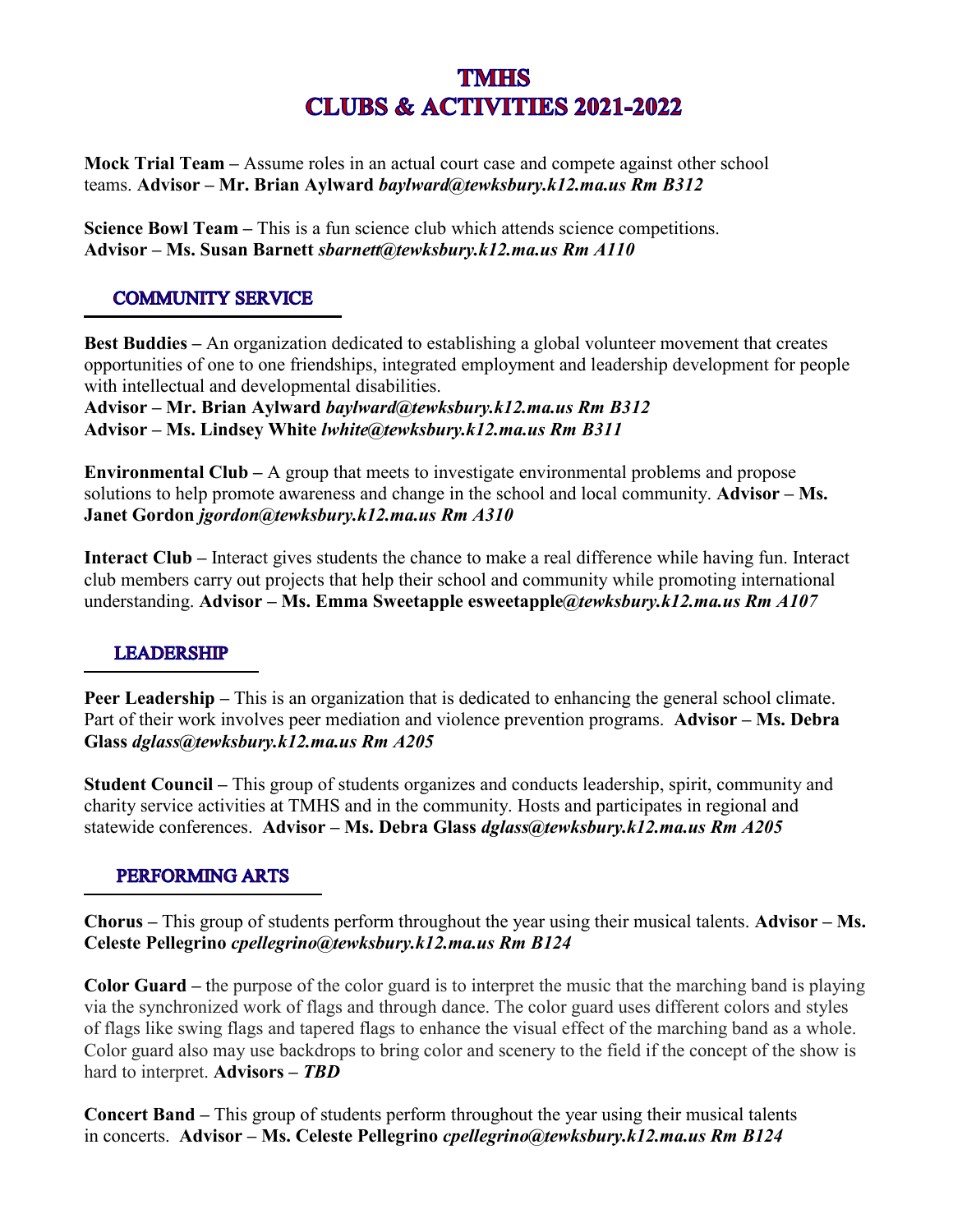# TMHS
# CLUBS & ACTIVITIES 2021-2022

**Mock Trial Team –** Assume roles in an actual court case and compete against other school teams. **Advisor – Mr. Brian Aylward** ***baylward@tewksbury.k12.ma.us Rm B312***

**Science Bowl Team –** This is a fun science club which attends science competitions. **Advisor – Ms. Susan Barnett** ***sbarnett@tewksbury.k12.ma.us Rm A110***

## COMMUNITY SERVICE

**Best Buddies –** An organization dedicated to establishing a global volunteer movement that creates opportunities of one to one friendships, integrated employment and leadership development for people with intellectual and developmental disabilities.
**Advisor – Mr. Brian Aylward** ***baylward@tewksbury.k12.ma.us Rm B312***
**Advisor – Ms. Lindsey White** ***lwhite@tewksbury.k12.ma.us Rm B311***

**Environmental Club –** A group that meets to investigate environmental problems and propose solutions to help promote awareness and change in the school and local community. **Advisor – Ms. Janet Gordon** ***jgordon@tewksbury.k12.ma.us Rm A310***

**Interact Club –** Interact gives students the chance to make a real difference while having fun. Interact club members carry out projects that help their school and community while promoting international understanding. **Advisor – Ms. Emma Sweetapple esweetapple*@tewksbury.k12.ma.us Rm A107***

## LEADERSHIP

**Peer Leadership –** This is an organization that is dedicated to enhancing the general school climate. Part of their work involves peer mediation and violence prevention programs. **Advisor – Ms. Debra Glass** ***dglass@tewksbury.k12.ma.us Rm A205***

**Student Council –** This group of students organizes and conducts leadership, spirit, community and charity service activities at TMHS and in the community. Hosts and participates in regional and statewide conferences. **Advisor – Ms. Debra Glass** ***dglass@tewksbury.k12.ma.us Rm A205***

## PERFORMING ARTS

**Chorus –** This group of students perform throughout the year using their musical talents. **Advisor – Ms. Celeste Pellegrino** ***cpellegrino@tewksbury.k12.ma.us Rm B124***

**Color Guard –** the purpose of the color guard is to interpret the music that the marching band is playing via the synchronized work of flags and through dance. The color guard uses different colors and styles of flags like swing flags and tapered flags to enhance the visual effect of the marching band as a whole. Color guard also may use backdrops to bring color and scenery to the field if the concept of the show is hard to interpret. **Advisors –** ***TBD***

**Concert Band –** This group of students perform throughout the year using their musical talents in concerts. **Advisor – Ms. Celeste Pellegrino** ***cpellegrino@tewksbury.k12.ma.us Rm B124***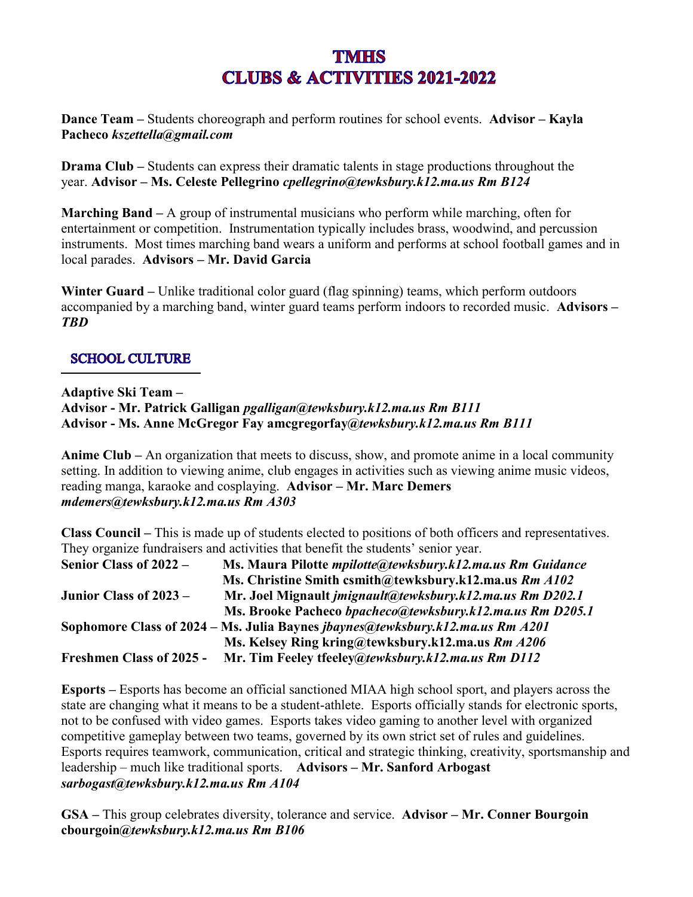# TMHS
# CLUBS & ACTIVITIES 2021-2022

**Dance Team –** Students choreograph and perform routines for school events. **Advisor – Kayla Pacheco** ***kszettella@gmail.com***

**Drama Club –** Students can express their dramatic talents in stage productions throughout the year. **Advisor – Ms. Celeste Pellegrino** ***cpellegrino@tewksbury.k12.ma.us Rm B124***

**Marching Band –** A group of instrumental musicians who perform while marching, often for entertainment or competition. Instrumentation typically includes brass, woodwind, and percussion instruments. Most times marching band wears a uniform and performs at school football games and in local parades. **Advisors – Mr. David Garcia**

**Winter Guard –** Unlike traditional color guard (flag spinning) teams, which perform outdoors accompanied by a marching band, winter guard teams perform indoors to recorded music. **Advisors –** ***TBD***

## SCHOOL CULTURE

**Adaptive Ski Team –**
**Advisor - Mr. Patrick Galligan** ***pgalligan@tewksbury.k12.ma.us Rm B111***
**Advisor - Ms. Anne McGregor Fay amcgregorfay*@tewksbury.k12.ma.us Rm B111***

**Anime Club –** An organization that meets to discuss, show, and promote anime in a local community setting. In addition to viewing anime, club engages in activities such as viewing anime music videos, reading manga, karaoke and cosplaying. **Advisor – Mr. Marc Demers** ***mdemers@tewksbury.k12.ma.us Rm A303***

**Class Council –** This is made up of students elected to positions of both officers and representatives. They organize fundraisers and activities that benefit the students' senior year.

**Senior Class of 2022 –** **Ms. Maura Pilotte** ***mpilotte@tewksbury.k12.ma.us Rm Guidance***
**Ms. Christine Smith csmith@tewksbury.k12.ma.us** ***Rm A102***
**Junior Class of 2023 –** **Mr. Joel Mignault** ***jmignault@tewksbury.k12.ma.us Rm D202.1***
**Ms. Brooke Pacheco** ***bpacheco@tewksbury.k12.ma.us Rm D205.1***
**Sophomore Class of 2024 – Ms. Julia Baynes** ***jbaynes@tewksbury.k12.ma.us Rm A201***
**Ms. Kelsey Ring kring@tewksbury.k12.ma.us** ***Rm A206***
**Freshmen Class of 2025 -** **Mr. Tim Feeley tfeeley*@tewksbury.k12.ma.us Rm D112***

**Esports –** Esports has become an official sanctioned MIAA high school sport, and players across the state are changing what it means to be a student-athlete. Esports officially stands for electronic sports, not to be confused with video games. Esports takes video gaming to another level with organized competitive gameplay between two teams, governed by its own strict set of rules and guidelines. Esports requires teamwork, communication, critical and strategic thinking, creativity, sportsmanship and leadership – much like traditional sports. **Advisors – Mr. Sanford Arbogast** ***sarbogast@tewksbury.k12.ma.us Rm A104***

**GSA –** This group celebrates diversity, tolerance and service. **Advisor – Mr. Conner Bourgoin cbourgoin*@tewksbury.k12.ma.us Rm B106***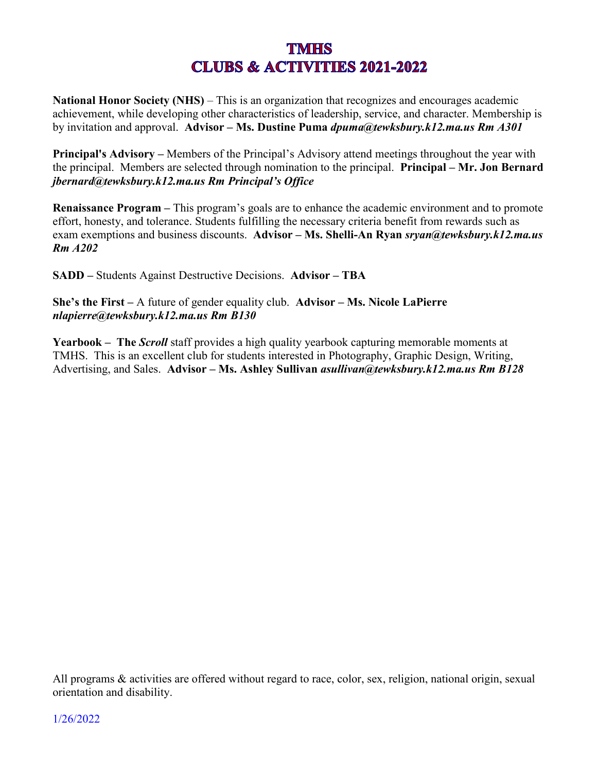# TMHS
# CLUBS & ACTIVITIES 2021-2022

**National Honor Society (NHS)** – This is an organization that recognizes and encourages academic achievement, while developing other characteristics of leadership, service, and character. Membership is by invitation and approval. **Advisor – Ms. Dustine Puma** ***dpuma@tewksbury.k12.ma.us Rm A301***

**Principal's Advisory –** Members of the Principal's Advisory attend meetings throughout the year with the principal. Members are selected through nomination to the principal. **Principal – Mr. Jon Bernard** ***jbernard@tewksbury.k12.ma.us Rm Principal's Office***

**Renaissance Program –** This program's goals are to enhance the academic environment and to promote effort, honesty, and tolerance. Students fulfilling the necessary criteria benefit from rewards such as exam exemptions and business discounts. **Advisor – Ms. Shelli-An Ryan** ***sryan@tewksbury.k12.ma.us Rm A202***

**SADD –** Students Against Destructive Decisions. **Advisor – TBA**

**She's the First –** A future of gender equality club. **Advisor – Ms. Nicole LaPierre** ***nlapierre@tewksbury.k12.ma.us Rm B130***

**Yearbook – The** ***Scroll*** staff provides a high quality yearbook capturing memorable moments at TMHS. This is an excellent club for students interested in Photography, Graphic Design, Writing, Advertising, and Sales. **Advisor – Ms. Ashley Sullivan** ***asullivan@tewksbury.k12.ma.us Rm B128***

All programs & activities are offered without regard to race, color, sex, religion, national origin, sexual orientation and disability.

1/26/2022